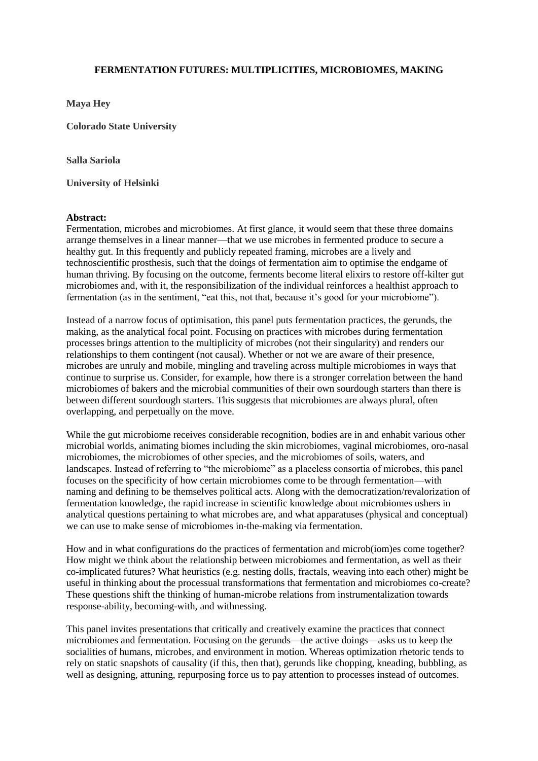**FERMENTATION FUTURES: MULTIPLICITIES, MICROBIOMES, MAKING**

**Maya Hey**

**Colorado State University**

**Salla Sariola**

**University of Helsinki**

**Abstract:**
Fermentation, microbes and microbiomes. At first glance, it would seem that these three domains arrange themselves in a linear manner—that we use microbes in fermented produce to secure a healthy gut. In this frequently and publicly repeated framing, microbes are a lively and technoscientific prosthesis, such that the doings of fermentation aim to optimise the endgame of human thriving. By focusing on the outcome, ferments become literal elixirs to restore off-kilter gut microbiomes and, with it, the responsibilization of the individual reinforces a healthist approach to fermentation (as in the sentiment, "eat this, not that, because it's good for your microbiome").

Instead of a narrow focus of optimisation, this panel puts fermentation practices, the gerunds, the making, as the analytical focal point. Focusing on practices with microbes during fermentation processes brings attention to the multiplicity of microbes (not their singularity) and renders our relationships to them contingent (not causal). Whether or not we are aware of their presence, microbes are unruly and mobile, mingling and traveling across multiple microbiomes in ways that continue to surprise us. Consider, for example, how there is a stronger correlation between the hand microbiomes of bakers and the microbial communities of their own sourdough starters than there is between different sourdough starters. This suggests that microbiomes are always plural, often overlapping, and perpetually on the move.

While the gut microbiome receives considerable recognition, bodies are in and enhabit various other microbial worlds, animating biomes including the skin microbiomes, vaginal microbiomes, oro-nasal microbiomes, the microbiomes of other species, and the microbiomes of soils, waters, and landscapes. Instead of referring to "the microbiome" as a placeless consortia of microbes, this panel focuses on the specificity of how certain microbiomes come to be through fermentation—with naming and defining to be themselves political acts. Along with the democratization/revalorization of fermentation knowledge, the rapid increase in scientific knowledge about microbiomes ushers in analytical questions pertaining to what microbes are, and what apparatuses (physical and conceptual) we can use to make sense of microbiomes in-the-making via fermentation.

How and in what configurations do the practices of fermentation and microb(iom)es come together? How might we think about the relationship between microbiomes and fermentation, as well as their co-implicated futures? What heuristics (e.g. nesting dolls, fractals, weaving into each other) might be useful in thinking about the processual transformations that fermentation and microbiomes co-create? These questions shift the thinking of human-microbe relations from instrumentalization towards response-ability, becoming-with, and withnessing.

This panel invites presentations that critically and creatively examine the practices that connect microbiomes and fermentation. Focusing on the gerunds—the active doings—asks us to keep the socialities of humans, microbes, and environment in motion. Whereas optimization rhetoric tends to rely on static snapshots of causality (if this, then that), gerunds like chopping, kneading, bubbling, as well as designing, attuning, repurposing force us to pay attention to processes instead of outcomes.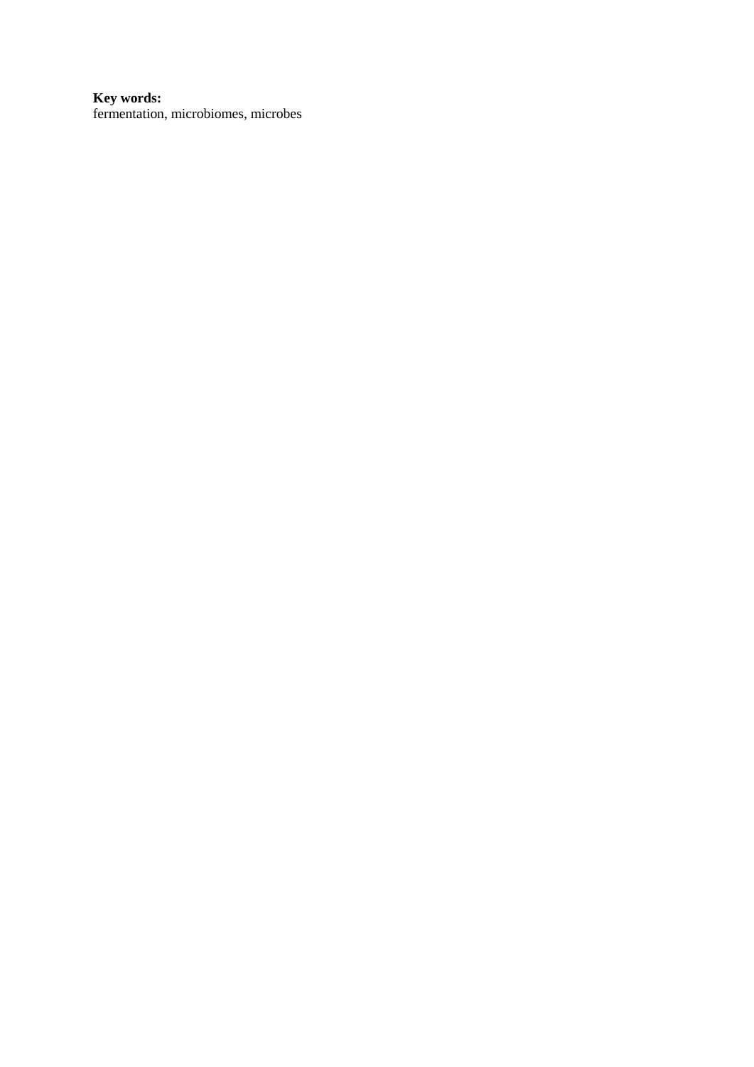**Key words:**
fermentation, microbiomes, microbes